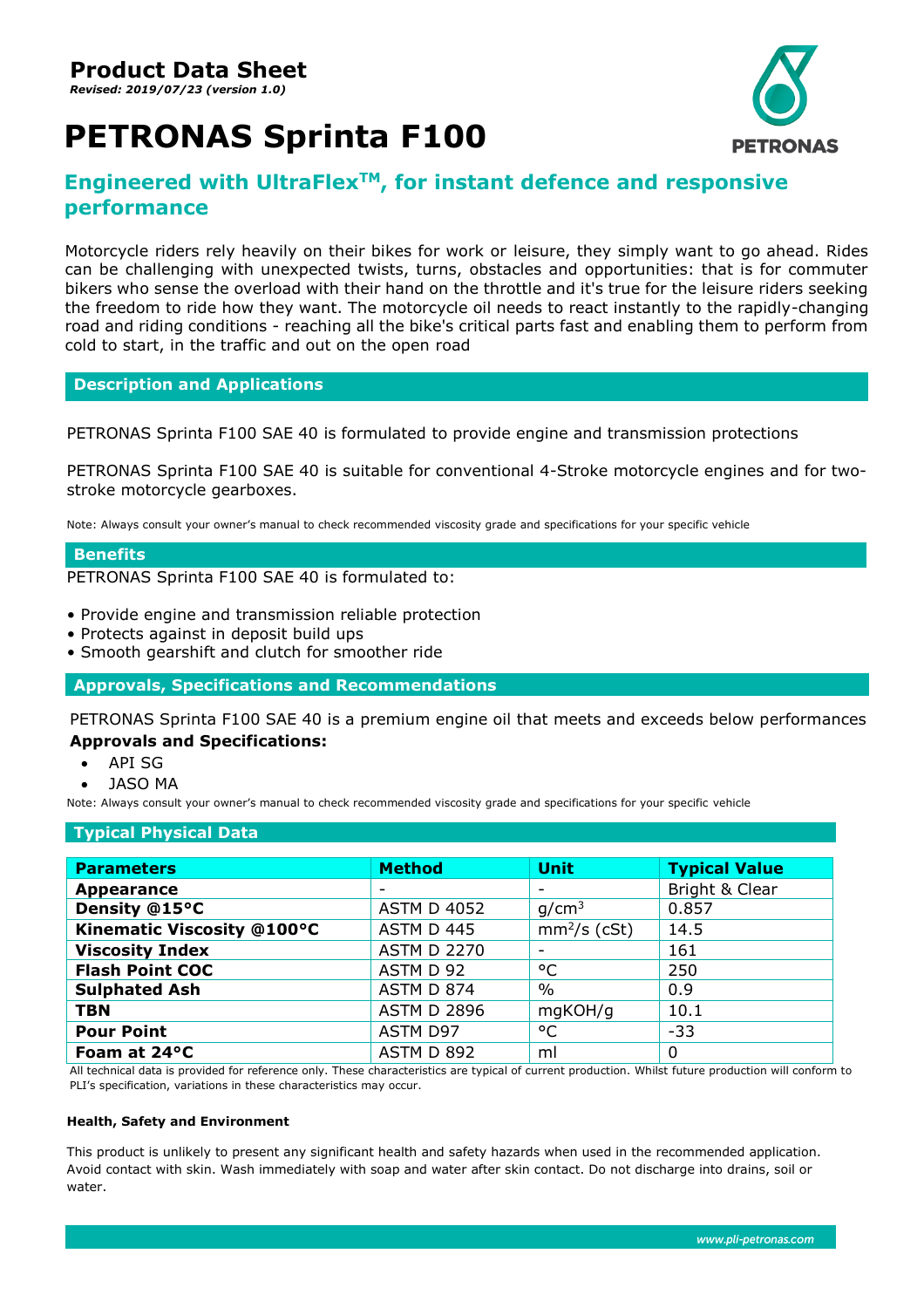# Product Data Sheet

*Revised: 2019/07/23 (version 1.0)*

# PETRONAS Sprinta F100

## Engineered with UltraFlex™, for instant defence and responsive performance

Motorcycle riders rely heavily on their bikes for work or leisure, they simply want to go ahead. Rides can be challenging with unexpected twists, turns, obstacles and opportunities: that is for commuter bikers who sense the overload with their hand on the throttle and it's true for the leisure riders seeking the freedom to ride how they want. The motorcycle oil needs to react instantly to the rapidly-changing road and riding conditions - reaching all the bike's critical parts fast and enabling them to perform from cold to start, in the traffic and out on the open road

### Description and Applications

PETRONAS Sprinta F100 SAE 40 is formulated to provide engine and transmission protections

PETRONAS Sprinta F100 SAE 40 is suitable for conventional 4-Stroke motorcycle engines and for two-stroke motorcycle gearboxes.

Note: Always consult your owner's manual to check recommended viscosity grade and specifications for your specific vehicle

### Benefits

PETRONAS Sprinta F100 SAE 40 is formulated to:

- Provide engine and transmission reliable protection
- Protects against in deposit build ups
- Smooth gearshift and clutch for smoother ride

### Approvals, Specifications and Recommendations

PETRONAS Sprinta F100 SAE 40 is a premium engine oil that meets and exceeds below performances

**Approvals and Specifications:**

- API SG
- JASO MA

Note: Always consult your owner's manual to check recommended viscosity grade and specifications for your specific vehicle

### Typical Physical Data

| Parameters | Method | Unit | Typical Value |
|---|---|---|---|
| **Appearance** | - | - | Bright & Clear |
| **Density @15°C** | ASTM D 4052 | g/cm$^3$ | 0.857 |
| **Kinematic Viscosity @100°C** | ASTM D 445 | mm$^2$/s (cSt) | 14.5 |
| **Viscosity Index** | ASTM D 2270 | - | 161 |
| **Flash Point COC** | ASTM D 92 | °C | 250 |
| **Sulphated Ash** | ASTM D 874 | % | 0.9 |
| **TBN** | ASTM D 2896 | mgKOH/g | 10.1 |
| **Pour Point** | ASTM D97 | °C | -33 |
| **Foam at 24°C** | ASTM D 892 | ml | 0 |

All technical data is provided for reference only. These characteristics are typical of current production. Whilst future production will conform to PLI's specification, variations in these characteristics may occur.

#### Health, Safety and Environment

This product is unlikely to present any significant health and safety hazards when used in the recommended application. Avoid contact with skin. Wash immediately with soap and water after skin contact. Do not discharge into drains, soil or water.

www.pli-petronas.com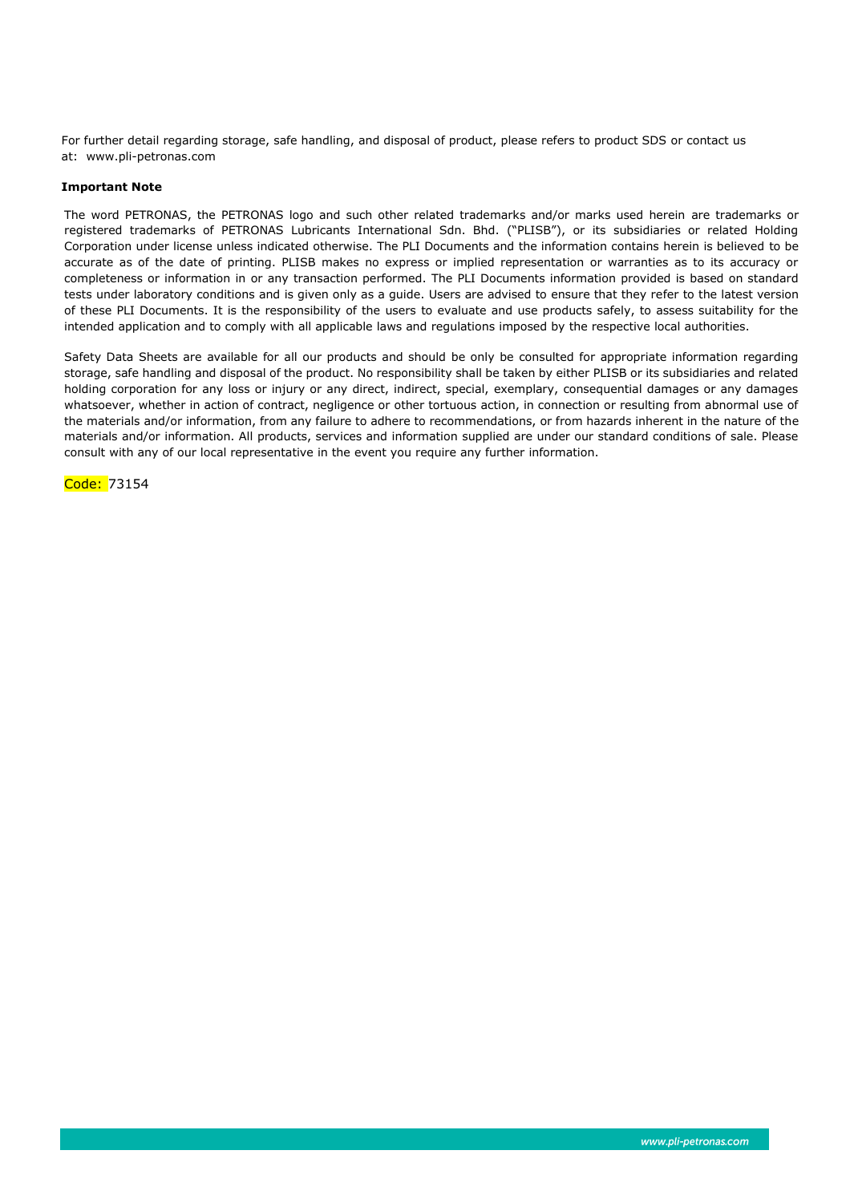For further detail regarding storage, safe handling, and disposal of product, please refers to product SDS or contact us at: www.pli-petronas.com

**Important Note**

The word PETRONAS, the PETRONAS logo and such other related trademarks and/or marks used herein are trademarks or registered trademarks of PETRONAS Lubricants International Sdn. Bhd. ("PLISB"), or its subsidiaries or related Holding Corporation under license unless indicated otherwise. The PLI Documents and the information contains herein is believed to be accurate as of the date of printing. PLISB makes no express or implied representation or warranties as to its accuracy or completeness or information in or any transaction performed. The PLI Documents information provided is based on standard tests under laboratory conditions and is given only as a guide. Users are advised to ensure that they refer to the latest version of these PLI Documents. It is the responsibility of the users to evaluate and use products safely, to assess suitability for the intended application and to comply with all applicable laws and regulations imposed by the respective local authorities.

Safety Data Sheets are available for all our products and should be only be consulted for appropriate information regarding storage, safe handling and disposal of the product. No responsibility shall be taken by either PLISB or its subsidiaries and related holding corporation for any loss or injury or any direct, indirect, special, exemplary, consequential damages or any damages whatsoever, whether in action of contract, negligence or other tortuous action, in connection or resulting from abnormal use of the materials and/or information, from any failure to adhere to recommendations, or from hazards inherent in the nature of the materials and/or information. All products, services and information supplied are under our standard conditions of sale. Please consult with any of our local representative in the event you require any further information.

Code: 73154